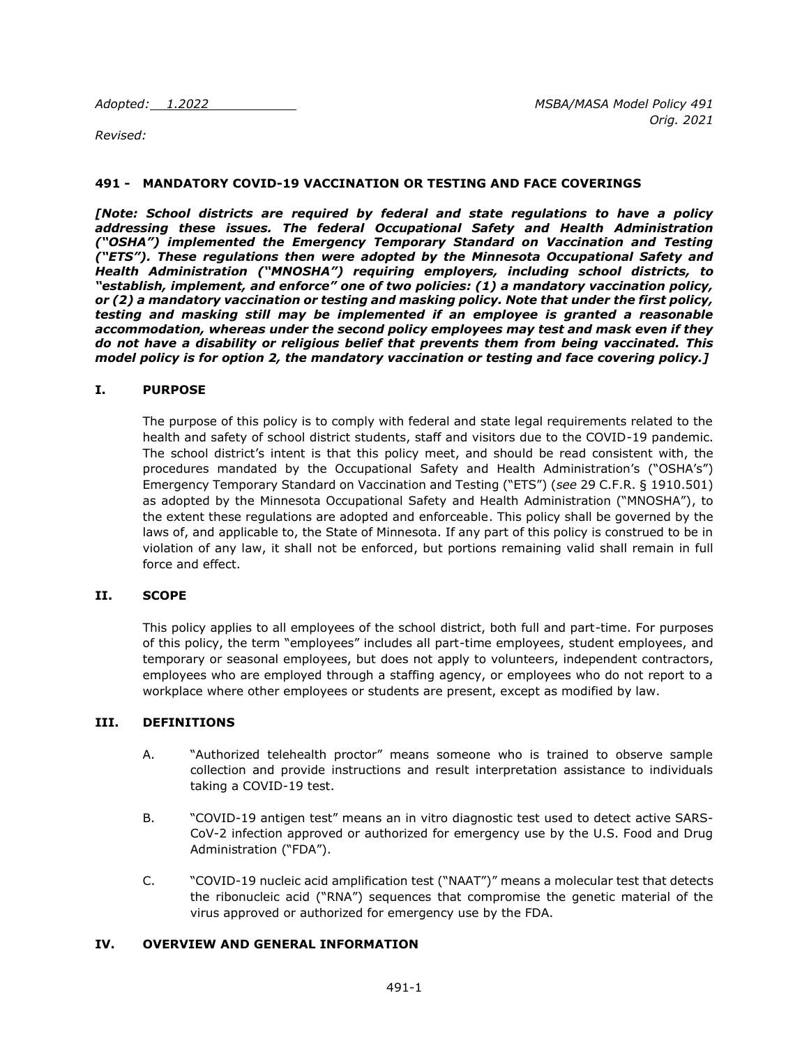Adopted: 1.2022

MSBA/MASA Model Policy 491
Orig. 2021

Revised:

## 491 - MANDATORY COVID-19 VACCINATION OR TESTING AND FACE COVERINGS

***[Note: School districts are required by federal and state regulations to have a policy addressing these issues. The federal Occupational Safety and Health Administration ("OSHA") implemented the Emergency Temporary Standard on Vaccination and Testing ("ETS"). These regulations then were adopted by the Minnesota Occupational Safety and Health Administration ("MNOSHA") requiring employers, including school districts, to "establish, implement, and enforce" one of two policies: (1) a mandatory vaccination policy, or (2) a mandatory vaccination or testing and masking policy. Note that under the first policy, testing and masking still may be implemented if an employee is granted a reasonable accommodation, whereas under the second policy employees may test and mask even if they do not have a disability or religious belief that prevents them from being vaccinated. This model policy is for option 2, the mandatory vaccination or testing and face covering policy.]***

### I. PURPOSE

The purpose of this policy is to comply with federal and state legal requirements related to the health and safety of school district students, staff and visitors due to the COVID-19 pandemic. The school district's intent is that this policy meet, and should be read consistent with, the procedures mandated by the Occupational Safety and Health Administration's ("OSHA's") Emergency Temporary Standard on Vaccination and Testing ("ETS") (*see* 29 C.F.R. § 1910.501) as adopted by the Minnesota Occupational Safety and Health Administration ("MNOSHA"), to the extent these regulations are adopted and enforceable. This policy shall be governed by the laws of, and applicable to, the State of Minnesota. If any part of this policy is construed to be in violation of any law, it shall not be enforced, but portions remaining valid shall remain in full force and effect.

### II. SCOPE

This policy applies to all employees of the school district, both full and part-time. For purposes of this policy, the term "employees" includes all part-time employees, student employees, and temporary or seasonal employees, but does not apply to volunteers, independent contractors, employees who are employed through a staffing agency, or employees who do not report to a workplace where other employees or students are present, except as modified by law.

### III. DEFINITIONS

A. "Authorized telehealth proctor" means someone who is trained to observe sample collection and provide instructions and result interpretation assistance to individuals taking a COVID-19 test.

B. "COVID-19 antigen test" means an in vitro diagnostic test used to detect active SARS-CoV-2 infection approved or authorized for emergency use by the U.S. Food and Drug Administration ("FDA").

C. "COVID-19 nucleic acid amplification test ("NAAT")" means a molecular test that detects the ribonucleic acid ("RNA") sequences that compromise the genetic material of the virus approved or authorized for emergency use by the FDA.

### IV. OVERVIEW AND GENERAL INFORMATION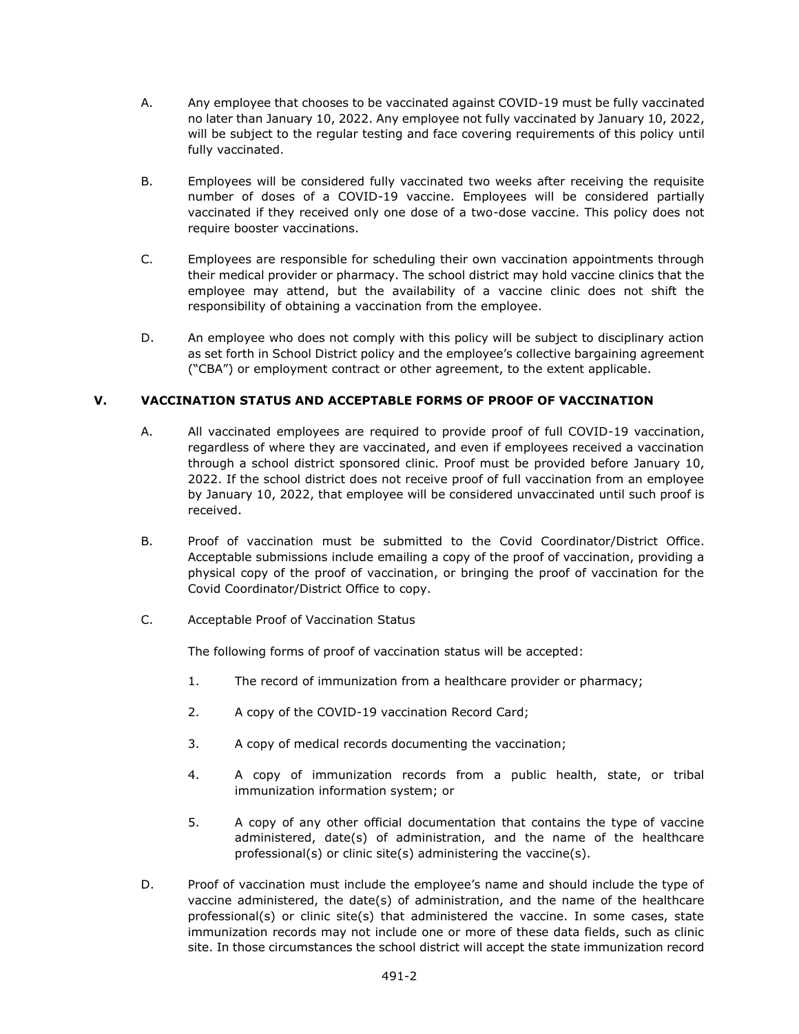A. Any employee that chooses to be vaccinated against COVID-19 must be fully vaccinated no later than January 10, 2022. Any employee not fully vaccinated by January 10, 2022, will be subject to the regular testing and face covering requirements of this policy until fully vaccinated.

B. Employees will be considered fully vaccinated two weeks after receiving the requisite number of doses of a COVID-19 vaccine. Employees will be considered partially vaccinated if they received only one dose of a two-dose vaccine. This policy does not require booster vaccinations.

C. Employees are responsible for scheduling their own vaccination appointments through their medical provider or pharmacy. The school district may hold vaccine clinics that the employee may attend, but the availability of a vaccine clinic does not shift the responsibility of obtaining a vaccination from the employee.

D. An employee who does not comply with this policy will be subject to disciplinary action as set forth in School District policy and the employee's collective bargaining agreement ("CBA") or employment contract or other agreement, to the extent applicable.

## V. VACCINATION STATUS AND ACCEPTABLE FORMS OF PROOF OF VACCINATION

A. All vaccinated employees are required to provide proof of full COVID-19 vaccination, regardless of where they are vaccinated, and even if employees received a vaccination through a school district sponsored clinic. Proof must be provided before January 10, 2022. If the school district does not receive proof of full vaccination from an employee by January 10, 2022, that employee will be considered unvaccinated until such proof is received.

B. Proof of vaccination must be submitted to the Covid Coordinator/District Office. Acceptable submissions include emailing a copy of the proof of vaccination, providing a physical copy of the proof of vaccination, or bringing the proof of vaccination for the Covid Coordinator/District Office to copy.

C. Acceptable Proof of Vaccination Status

The following forms of proof of vaccination status will be accepted:

1. The record of immunization from a healthcare provider or pharmacy;

2. A copy of the COVID-19 vaccination Record Card;

3. A copy of medical records documenting the vaccination;

4. A copy of immunization records from a public health, state, or tribal immunization information system; or

5. A copy of any other official documentation that contains the type of vaccine administered, date(s) of administration, and the name of the healthcare professional(s) or clinic site(s) administering the vaccine(s).

D. Proof of vaccination must include the employee's name and should include the type of vaccine administered, the date(s) of administration, and the name of the healthcare professional(s) or clinic site(s) that administered the vaccine. In some cases, state immunization records may not include one or more of these data fields, such as clinic site. In those circumstances the school district will accept the state immunization record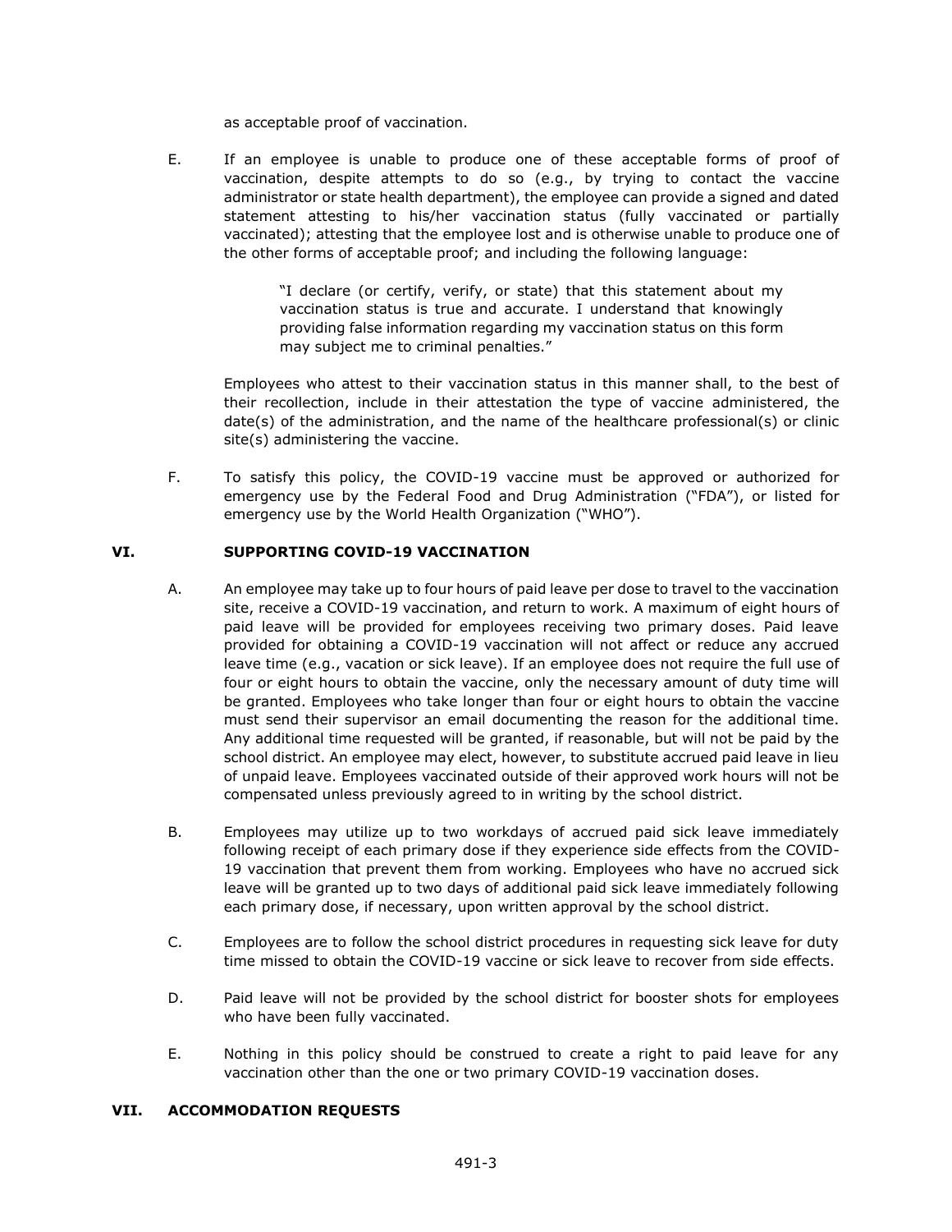as acceptable proof of vaccination.

E. If an employee is unable to produce one of these acceptable forms of proof of vaccination, despite attempts to do so (e.g., by trying to contact the vaccine administrator or state health department), the employee can provide a signed and dated statement attesting to his/her vaccination status (fully vaccinated or partially vaccinated); attesting that the employee lost and is otherwise unable to produce one of the other forms of acceptable proof; and including the following language:

> "I declare (or certify, verify, or state) that this statement about my vaccination status is true and accurate. I understand that knowingly providing false information regarding my vaccination status on this form may subject me to criminal penalties."

Employees who attest to their vaccination status in this manner shall, to the best of their recollection, include in their attestation the type of vaccine administered, the date(s) of the administration, and the name of the healthcare professional(s) or clinic site(s) administering the vaccine.

F. To satisfy this policy, the COVID-19 vaccine must be approved or authorized for emergency use by the Federal Food and Drug Administration ("FDA"), or listed for emergency use by the World Health Organization ("WHO").

## VI. SUPPORTING COVID-19 VACCINATION

A. An employee may take up to four hours of paid leave per dose to travel to the vaccination site, receive a COVID-19 vaccination, and return to work. A maximum of eight hours of paid leave will be provided for employees receiving two primary doses. Paid leave provided for obtaining a COVID-19 vaccination will not affect or reduce any accrued leave time (e.g., vacation or sick leave). If an employee does not require the full use of four or eight hours to obtain the vaccine, only the necessary amount of duty time will be granted. Employees who take longer than four or eight hours to obtain the vaccine must send their supervisor an email documenting the reason for the additional time. Any additional time requested will be granted, if reasonable, but will not be paid by the school district. An employee may elect, however, to substitute accrued paid leave in lieu of unpaid leave. Employees vaccinated outside of their approved work hours will not be compensated unless previously agreed to in writing by the school district.

B. Employees may utilize up to two workdays of accrued paid sick leave immediately following receipt of each primary dose if they experience side effects from the COVID-19 vaccination that prevent them from working. Employees who have no accrued sick leave will be granted up to two days of additional paid sick leave immediately following each primary dose, if necessary, upon written approval by the school district.

C. Employees are to follow the school district procedures in requesting sick leave for duty time missed to obtain the COVID-19 vaccine or sick leave to recover from side effects.

D. Paid leave will not be provided by the school district for booster shots for employees who have been fully vaccinated.

E. Nothing in this policy should be construed to create a right to paid leave for any vaccination other than the one or two primary COVID-19 vaccination doses.

## VII. ACCOMMODATION REQUESTS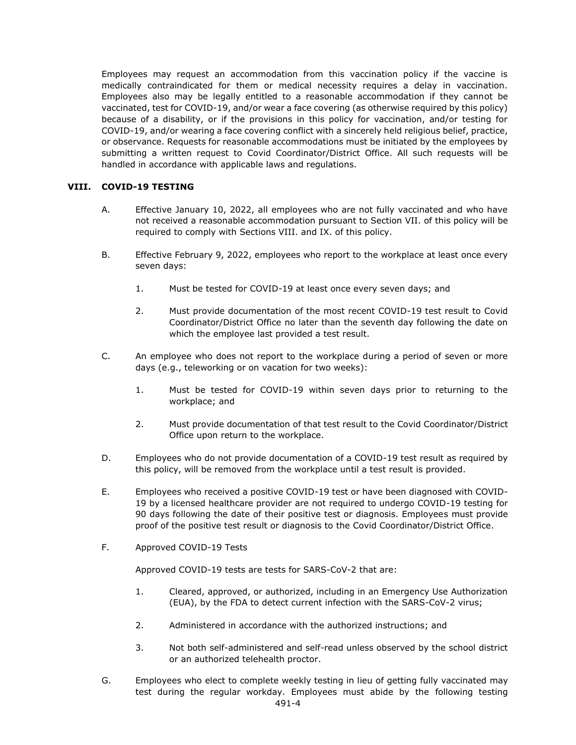Employees may request an accommodation from this vaccination policy if the vaccine is medically contraindicated for them or medical necessity requires a delay in vaccination. Employees also may be legally entitled to a reasonable accommodation if they cannot be vaccinated, test for COVID-19, and/or wear a face covering (as otherwise required by this policy) because of a disability, or if the provisions in this policy for vaccination, and/or testing for COVID-19, and/or wearing a face covering conflict with a sincerely held religious belief, practice, or observance. Requests for reasonable accommodations must be initiated by the employees by submitting a written request to Covid Coordinator/District Office. All such requests will be handled in accordance with applicable laws and regulations.

## VIII. COVID-19 TESTING

A. Effective January 10, 2022, all employees who are not fully vaccinated and who have not received a reasonable accommodation pursuant to Section VII. of this policy will be required to comply with Sections VIII. and IX. of this policy.

B. Effective February 9, 2022, employees who report to the workplace at least once every seven days:

   1. Must be tested for COVID-19 at least once every seven days; and

   2. Must provide documentation of the most recent COVID-19 test result to Covid Coordinator/District Office no later than the seventh day following the date on which the employee last provided a test result.

C. An employee who does not report to the workplace during a period of seven or more days (e.g., teleworking or on vacation for two weeks):

   1. Must be tested for COVID-19 within seven days prior to returning to the workplace; and

   2. Must provide documentation of that test result to the Covid Coordinator/District Office upon return to the workplace.

D. Employees who do not provide documentation of a COVID-19 test result as required by this policy, will be removed from the workplace until a test result is provided.

E. Employees who received a positive COVID-19 test or have been diagnosed with COVID-19 by a licensed healthcare provider are not required to undergo COVID-19 testing for 90 days following the date of their positive test or diagnosis. Employees must provide proof of the positive test result or diagnosis to the Covid Coordinator/District Office.

F. Approved COVID-19 Tests

   Approved COVID-19 tests are tests for SARS-CoV-2 that are:

   1. Cleared, approved, or authorized, including in an Emergency Use Authorization (EUA), by the FDA to detect current infection with the SARS-CoV-2 virus;

   2. Administered in accordance with the authorized instructions; and

   3. Not both self-administered and self-read unless observed by the school district or an authorized telehealth proctor.

G. Employees who elect to complete weekly testing in lieu of getting fully vaccinated may test during the regular workday. Employees must abide by the following testing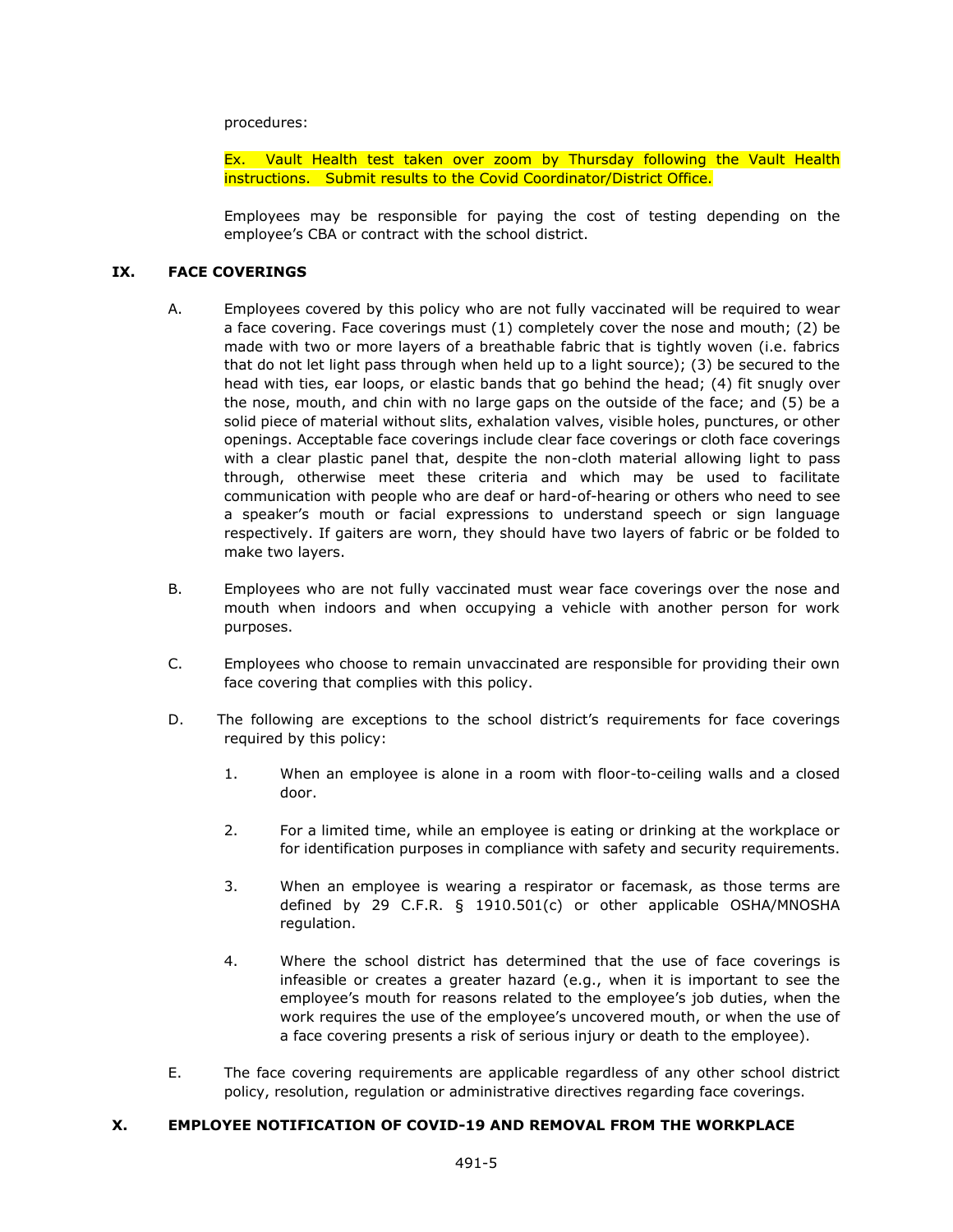procedures:

Ex. Vault Health test taken over zoom by Thursday following the Vault Health instructions. Submit results to the Covid Coordinator/District Office.

Employees may be responsible for paying the cost of testing depending on the employee's CBA or contract with the school district.

## IX. FACE COVERINGS

A. Employees covered by this policy who are not fully vaccinated will be required to wear a face covering. Face coverings must (1) completely cover the nose and mouth; (2) be made with two or more layers of a breathable fabric that is tightly woven (i.e. fabrics that do not let light pass through when held up to a light source); (3) be secured to the head with ties, ear loops, or elastic bands that go behind the head; (4) fit snugly over the nose, mouth, and chin with no large gaps on the outside of the face; and (5) be a solid piece of material without slits, exhalation valves, visible holes, punctures, or other openings. Acceptable face coverings include clear face coverings or cloth face coverings with a clear plastic panel that, despite the non-cloth material allowing light to pass through, otherwise meet these criteria and which may be used to facilitate communication with people who are deaf or hard-of-hearing or others who need to see a speaker's mouth or facial expressions to understand speech or sign language respectively. If gaiters are worn, they should have two layers of fabric or be folded to make two layers.

B. Employees who are not fully vaccinated must wear face coverings over the nose and mouth when indoors and when occupying a vehicle with another person for work purposes.

C. Employees who choose to remain unvaccinated are responsible for providing their own face covering that complies with this policy.

D. The following are exceptions to the school district's requirements for face coverings required by this policy:

1. When an employee is alone in a room with floor-to-ceiling walls and a closed door.

2. For a limited time, while an employee is eating or drinking at the workplace or for identification purposes in compliance with safety and security requirements.

3. When an employee is wearing a respirator or facemask, as those terms are defined by 29 C.F.R. § 1910.501(c) or other applicable OSHA/MNOSHA regulation.

4. Where the school district has determined that the use of face coverings is infeasible or creates a greater hazard (e.g., when it is important to see the employee's mouth for reasons related to the employee's job duties, when the work requires the use of the employee's uncovered mouth, or when the use of a face covering presents a risk of serious injury or death to the employee).

E. The face covering requirements are applicable regardless of any other school district policy, resolution, regulation or administrative directives regarding face coverings.

## X. EMPLOYEE NOTIFICATION OF COVID-19 AND REMOVAL FROM THE WORKPLACE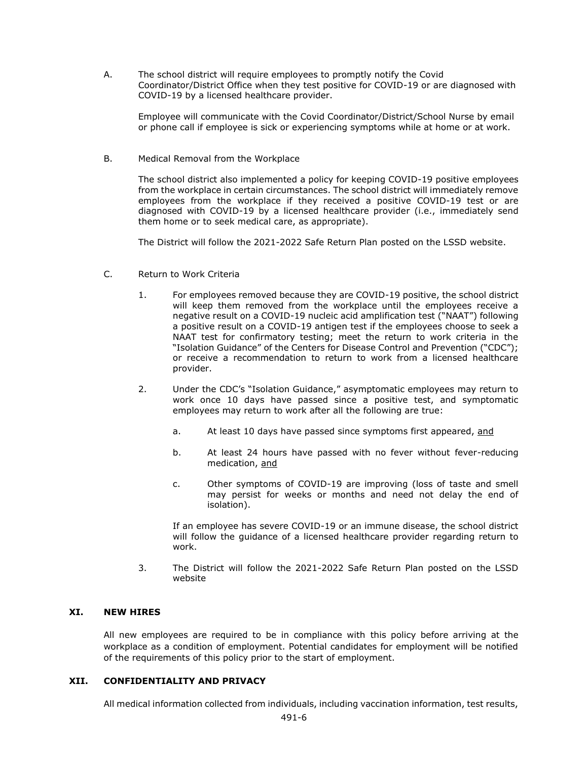A. The school district will require employees to promptly notify the Covid Coordinator/District Office when they test positive for COVID-19 or are diagnosed with COVID-19 by a licensed healthcare provider.

   Employee will communicate with the Covid Coordinator/District/School Nurse by email or phone call if employee is sick or experiencing symptoms while at home or at work.

B. Medical Removal from the Workplace

   The school district also implemented a policy for keeping COVID-19 positive employees from the workplace in certain circumstances. The school district will immediately remove employees from the workplace if they received a positive COVID-19 test or are diagnosed with COVID-19 by a licensed healthcare provider (i.e., immediately send them home or to seek medical care, as appropriate).

   The District will follow the 2021-2022 Safe Return Plan posted on the LSSD website.

C. Return to Work Criteria

   1. For employees removed because they are COVID-19 positive, the school district will keep them removed from the workplace until the employees receive a negative result on a COVID-19 nucleic acid amplification test ("NAAT") following a positive result on a COVID-19 antigen test if the employees choose to seek a NAAT test for confirmatory testing; meet the return to work criteria in the "Isolation Guidance" of the Centers for Disease Control and Prevention ("CDC"); or receive a recommendation to return to work from a licensed healthcare provider.

   2. Under the CDC's "Isolation Guidance," asymptomatic employees may return to work once 10 days have passed since a positive test, and symptomatic employees may return to work after all the following are true:

      a. At least 10 days have passed since symptoms first appeared, <u>and</u>

      b. At least 24 hours have passed with no fever without fever-reducing medication, <u>and</u>

      c. Other symptoms of COVID-19 are improving (loss of taste and smell may persist for weeks or months and need not delay the end of isolation).

      If an employee has severe COVID-19 or an immune disease, the school district will follow the guidance of a licensed healthcare provider regarding return to work.

   3. The District will follow the 2021-2022 Safe Return Plan posted on the LSSD website

## XI. NEW HIRES

All new employees are required to be in compliance with this policy before arriving at the workplace as a condition of employment. Potential candidates for employment will be notified of the requirements of this policy prior to the start of employment.

## XII. CONFIDENTIALITY AND PRIVACY

All medical information collected from individuals, including vaccination information, test results,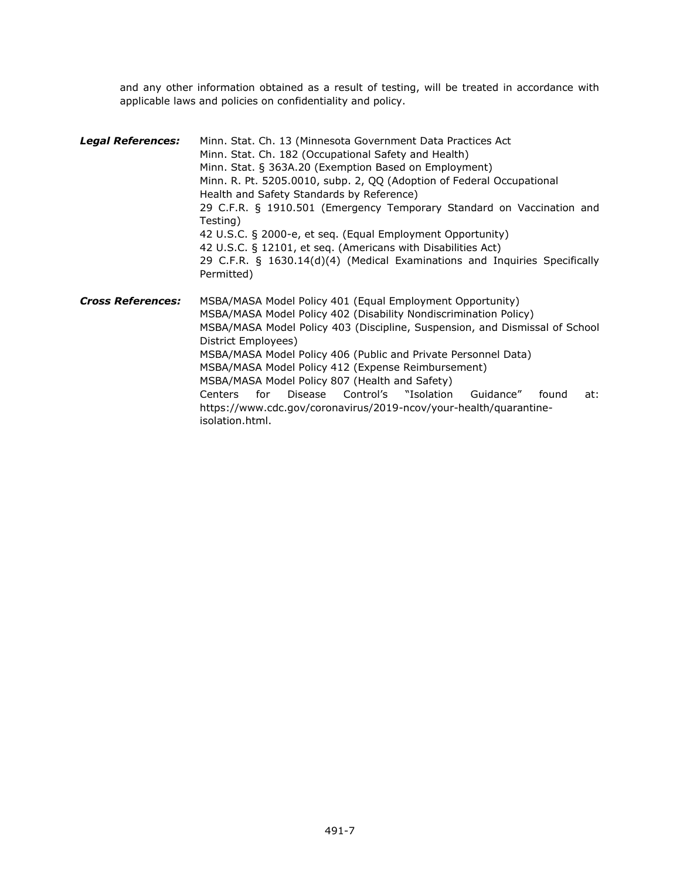and any other information obtained as a result of testing, will be treated in accordance with applicable laws and policies on confidentiality and policy.

***Legal References:***

Minn. Stat. Ch. 13 (Minnesota Government Data Practices Act
Minn. Stat. Ch. 182 (Occupational Safety and Health)
Minn. Stat. § 363A.20 (Exemption Based on Employment)
Minn. R. Pt. 5205.0010, subp. 2, QQ (Adoption of Federal Occupational Health and Safety Standards by Reference)
29 C.F.R. § 1910.501 (Emergency Temporary Standard on Vaccination and Testing)
42 U.S.C. § 2000-e, et seq. (Equal Employment Opportunity)
42 U.S.C. § 12101, et seq. (Americans with Disabilities Act)
29 C.F.R. § 1630.14(d)(4) (Medical Examinations and Inquiries Specifically Permitted)

***Cross References:***

MSBA/MASA Model Policy 401 (Equal Employment Opportunity)
MSBA/MASA Model Policy 402 (Disability Nondiscrimination Policy)
MSBA/MASA Model Policy 403 (Discipline, Suspension, and Dismissal of School District Employees)
MSBA/MASA Model Policy 406 (Public and Private Personnel Data)
MSBA/MASA Model Policy 412 (Expense Reimbursement)
MSBA/MASA Model Policy 807 (Health and Safety)
Centers for Disease Control's "Isolation Guidance" found at: https://www.cdc.gov/coronavirus/2019-ncov/your-health/quarantine-isolation.html.